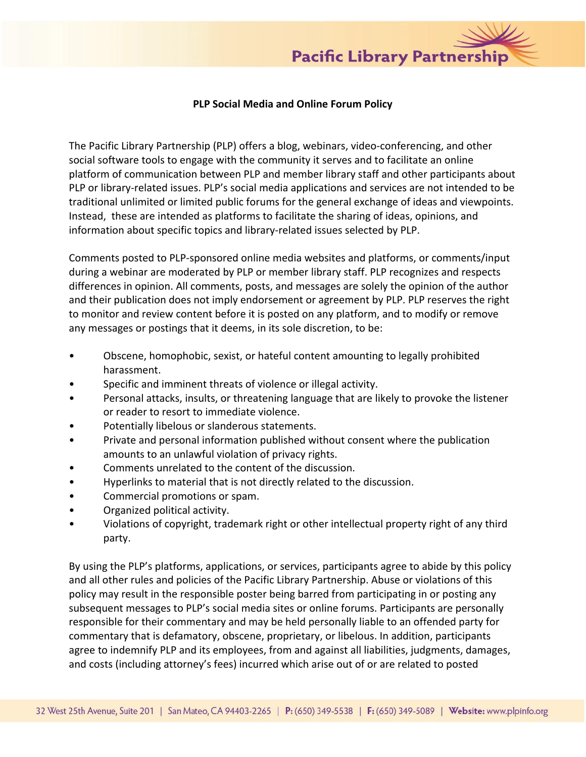# PLP Social Media and Online Forum Policy

The Pacific Library Partnership (PLP) offers a blog, webinars, video-conferencing, and other social software tools to engage with the community it serves and to facilitate an online platform of communication between PLP and member library staff and other participants about PLP or library-related issues. PLP's social media applications and services are not intended to be traditional unlimited or limited public forums for the general exchange of ideas and viewpoints. Instead, these are intended as platforms to facilitate the sharing of ideas, opinions, and information about specific topics and library-related issues selected by PLP.

Comments posted to PLP-sponsored online media websites and platforms, or comments/input during a webinar are moderated by PLP or member library staff. PLP recognizes and respects differences in opinion. All comments, posts, and messages are solely the opinion of the author and their publication does not imply endorsement or agreement by PLP. PLP reserves the right to monitor and review content before it is posted on any platform, and to modify or remove any messages or postings that it deems, in its sole discretion, to be:

- Obscene, homophobic, sexist, or hateful content amounting to legally prohibited harassment.
- Specific and imminent threats of violence or illegal activity.
- Personal attacks, insults, or threatening language that are likely to provoke the listener or reader to resort to immediate violence.
- Potentially libelous or slanderous statements.
- Private and personal information published without consent where the publication amounts to an unlawful violation of privacy rights.
- Comments unrelated to the content of the discussion.
- Hyperlinks to material that is not directly related to the discussion.
- Commercial promotions or spam.
- Organized political activity.
- Violations of copyright, trademark right or other intellectual property right of any third party.

By using the PLP's platforms, applications, or services, participants agree to abide by this policy and all other rules and policies of the Pacific Library Partnership. Abuse or violations of this policy may result in the responsible poster being barred from participating in or posting any subsequent messages to PLP's social media sites or online forums. Participants are personally responsible for their commentary and may be held personally liable to an offended party for commentary that is defamatory, obscene, proprietary, or libelous. In addition, participants agree to indemnify PLP and its employees, from and against all liabilities, judgments, damages, and costs (including attorney's fees) incurred which arise out of or are related to posted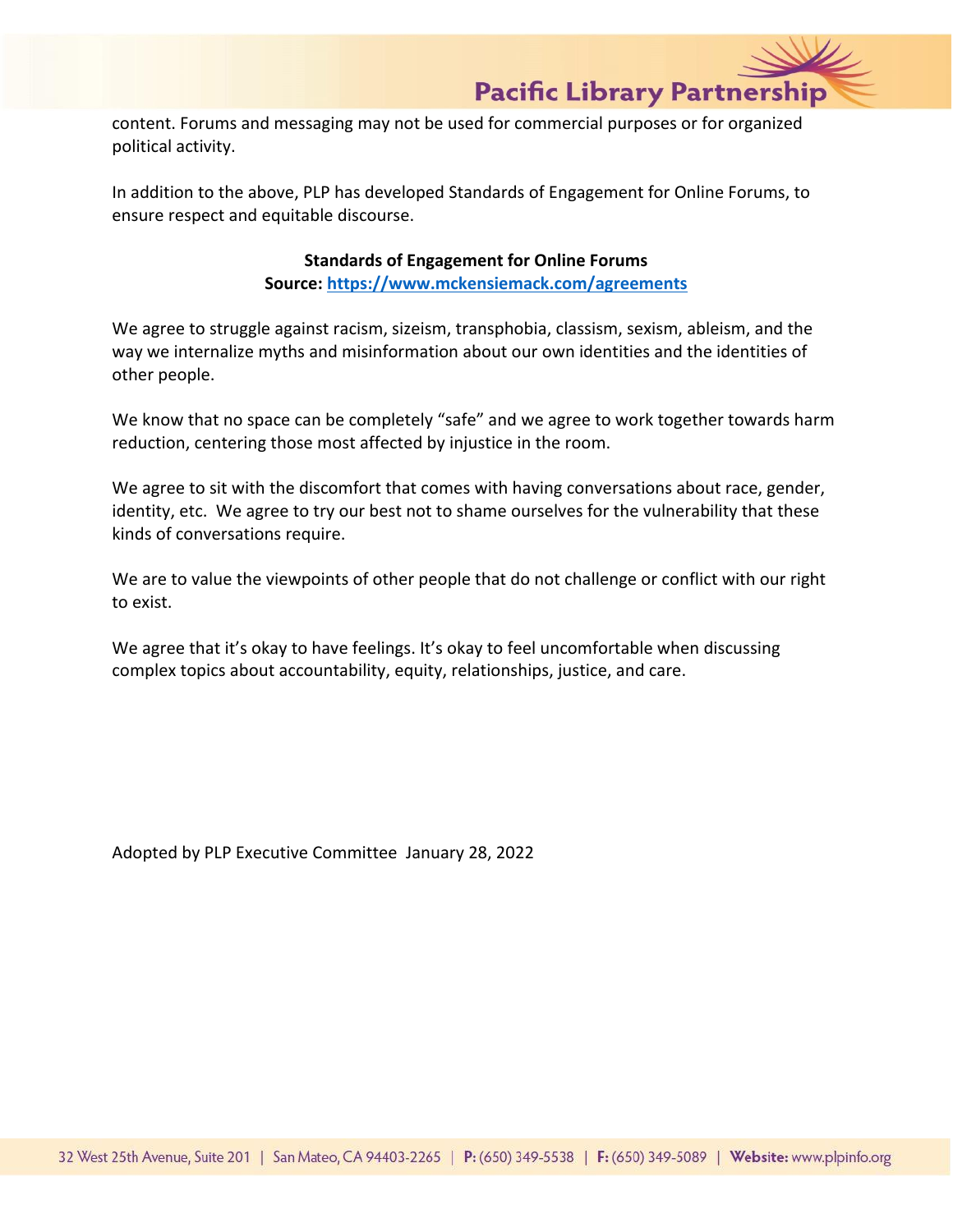content. Forms and messaging may not be used for commercial purposes or for organized political activity.

In addition to the above, PLP has developed Standards of Engagement for Online Forums, to ensure respect and equitable discourse.

**Standards of Engagement for Online Forums**
**Source: [https://www.mckensiemack.com/agreements](https://www.mckensiemack.com/agreements)**

We agree to struggle against racism, sizeism, transphobia, classism, sexism, ableism, and the way we internalize myths and misinformation about our own identities and the identities of other people.

We know that no space can be completely "safe" and we agree to work together towards harm reduction, centering those most affected by injustice in the room.

We agree to sit with the discomfort that comes with having conversations about race, gender, identity, etc. We agree to try our best not to shame ourselves for the vulnerability that these kinds of conversations require.

We are to value the viewpoints of other people that do not challenge or conflict with our right to exist.

We agree that it's okay to have feelings. It's okay to feel uncomfortable when discussing complex topics about accountability, equity, relationships, justice, and care.

Adopted by PLP Executive Committee January 28, 2022